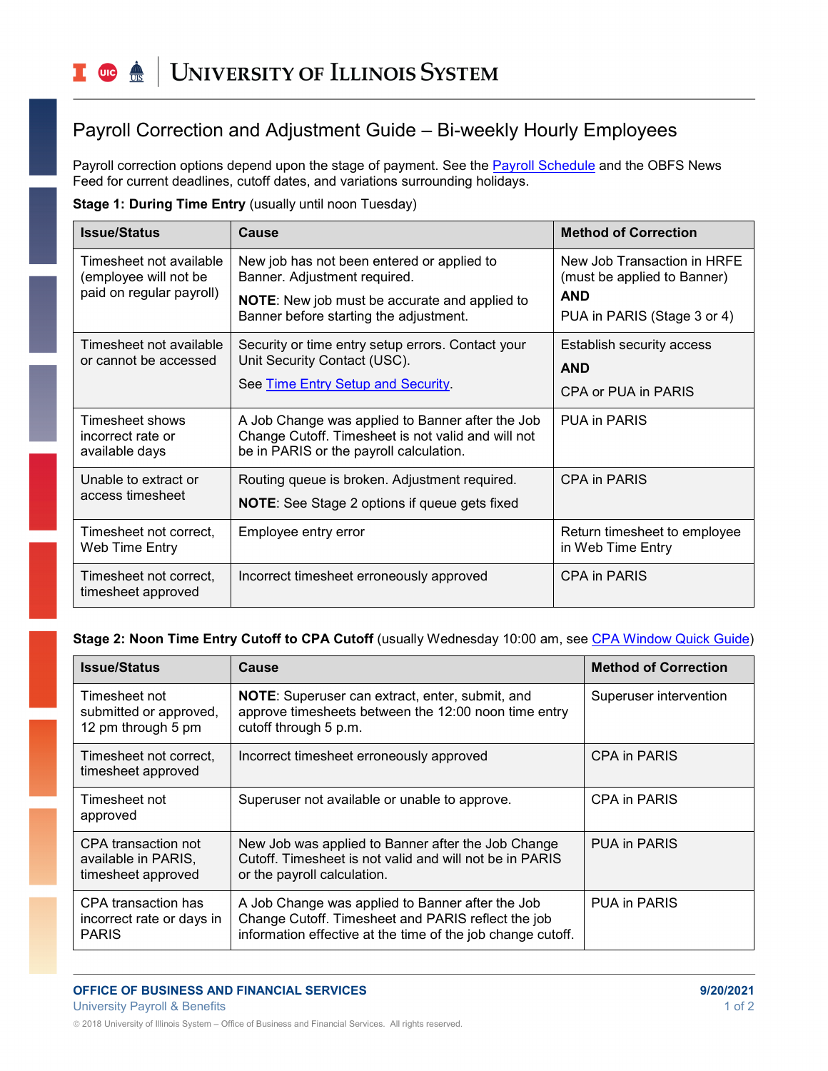# Payroll Correction and Adjustment Guide – Bi-weekly Hourly Employees

Payroll correction options depend upon the stage of payment. See the Payroll Schedule and the OBFS News Feed for current deadlines, cutoff dates, and variations surrounding holidays.

**Stage 1: During Time Entry** (usually until noon Tuesday)

| Issue/Status | Cause | Method of Correction |
|---|---|---|
| Timesheet not available (employee will not be paid on regular payroll) | New job has not been entered or applied to Banner. Adjustment required.<br><br>**NOTE**: New job must be accurate and applied to Banner before starting the adjustment. | New Job Transaction in HRFE (must be applied to Banner)<br>**AND**<br>PUA in PARIS (Stage 3 or 4) |
| Timesheet not available or cannot be accessed | Security or time entry setup errors. Contact your Unit Security Contact (USC).<br><br>See Time Entry Setup and Security. | Establish security access<br>**AND**<br>CPA or PUA in PARIS |
| Timesheet shows incorrect rate or available days | A Job Change was applied to Banner after the Job Change Cutoff. Timesheet is not valid and will not be in PARIS or the payroll calculation. | PUA in PARIS |
| Unable to extract or access timesheet | Routing queue is broken. Adjustment required.<br><br>**NOTE**: See Stage 2 options if queue gets fixed | CPA in PARIS |
| Timesheet not correct, Web Time Entry | Employee entry error | Return timesheet to employee in Web Time Entry |
| Timesheet not correct, timesheet approved | Incorrect timesheet erroneously approved | CPA in PARIS |

**Stage 2: Noon Time Entry Cutoff to CPA Cutoff** (usually Wednesday 10:00 am, see CPA Window Quick Guide)

| Issue/Status | Cause | Method of Correction |
|---|---|---|
| Timesheet not submitted or approved, 12 pm through 5 pm | **NOTE**: Superuser can extract, enter, submit, and approve timesheets between the 12:00 noon time entry cutoff through 5 p.m. | Superuser intervention |
| Timesheet not correct, timesheet approved | Incorrect timesheet erroneously approved | CPA in PARIS |
| Timesheet not approved | Superuser not available or unable to approve. | CPA in PARIS |
| CPA transaction not available in PARIS, timesheet approved | New Job was applied to Banner after the Job Change Cutoff. Timesheet is not valid and will not be in PARIS or the payroll calculation. | PUA in PARIS |
| CPA transaction has incorrect rate or days in PARIS | A Job Change was applied to Banner after the Job Change Cutoff. Timesheet and PARIS reflect the job information effective at the time of the job change cutoff. | PUA in PARIS |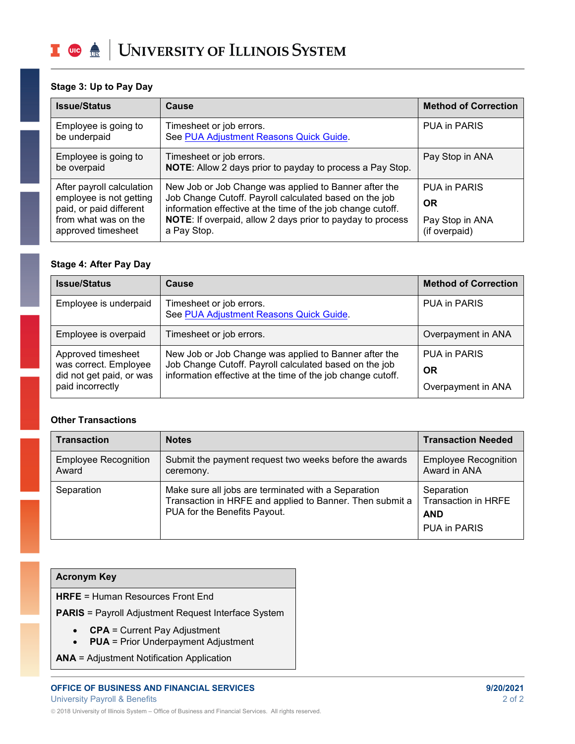### Stage 3: Up to Pay Day

| Issue/Status | Cause | Method of Correction |
|---|---|---|
| Employee is going to be underpaid | Timesheet or job errors. See PUA Adjustment Reasons Quick Guide. | PUA in PARIS |
| Employee is going to be overpaid | Timesheet or job errors. **NOTE**: Allow 2 days prior to payday to process a Pay Stop. | Pay Stop in ANA |
| After payroll calculation employee is not getting paid, or paid different from what was on the approved timesheet | New Job or Job Change was applied to Banner after the Job Change Cutoff. Payroll calculated based on the job information effective at the time of the job change cutoff. **NOTE**: If overpaid, allow 2 days prior to payday to process a Pay Stop. | PUA in PARIS **OR** Pay Stop in ANA (if overpaid) |

### Stage 4: After Pay Day

| Issue/Status | Cause | Method of Correction |
|---|---|---|
| Employee is underpaid | Timesheet or job errors. See PUA Adjustment Reasons Quick Guide. | PUA in PARIS |
| Employee is overpaid | Timesheet or job errors. | Overpayment in ANA |
| Approved timesheet was correct. Employee did not get paid, or was paid incorrectly | New Job or Job Change was applied to Banner after the Job Change Cutoff. Payroll calculated based on the job information effective at the time of the job change cutoff. | PUA in PARIS **OR** Overpayment in ANA |

### Other Transactions

| Transaction | Notes | Transaction Needed |
|---|---|---|
| Employee Recognition Award | Submit the payment request two weeks before the awards ceremony. | Employee Recognition Award in ANA |
| Separation | Make sure all jobs are terminated with a Separation Transaction in HRFE and applied to Banner. Then submit a PUA for the Benefits Payout. | Separation Transaction in HRFE **AND** PUA in PARIS |

| Acronym Key |
|---|
| **HRFE** = Human Resources Front End |
| **PARIS** = Payroll Adjustment Request Interface System<br>• **CPA** = Current Pay Adjustment<br>• **PUA** = Prior Underpayment Adjustment |
| **ANA** = Adjustment Notification Application |

**OFFICE OF BUSINESS AND FINANCIAL SERVICES**
University Payroll & Benefits

**9/20/2021**

© 2018 University of Illinois System – Office of Business and Financial Services. All rights reserved.